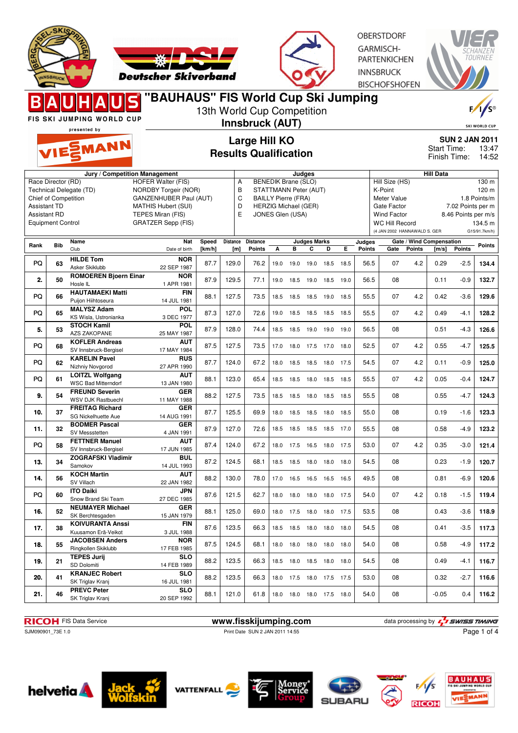# "BAUHAUS" FIS World Cup Ski Jumping

13th World Cup Competition

**Innsbruck (AUT)**

FIS SKI JUMPING WORLD CUP presented by VIESSMANN

OBERSTDORF
GARMISCH-PARTENKIRCHEN
INNSBRUCK
BISCHOFSHOFEN

## Large Hill KO
## Results Qualification

**SUN 2 JAN 2011**
Start Time: 13:47
Finish Time: 14:52

| Jury / Competition Management | | Judges | | Hill Data | |
|---|---|---|---|---|---|
| Race Director (RD) | HOFER Walter (FIS) | A | BENEDIK Brane (SLO) | Hill Size (HS) | 130 m |
| Technical Delegate (TD) | NORDBY Torgeir (NOR) | B | STATTMANN Peter (AUT) | K-Point | 120 m |
| Chief of Competition | GANZENHUBER Paul (AUT) | C | BAILLY Pierre (FRA) | Meter Value | 1.8 Points/m |
| Assistant TD | MATHIS Hubert (SUI) | D | HERZIG Michael (GER) | Gate Factor | 7.02 Points per m |
| Assistant RD | TEPES Miran (FIS) | E | JONES Glen (USA) | Wind Factor | 8.46 Points per m/s |
| Equipment Control | GRATZER Sepp (FIS) | | | WC Hill Record | 134.5 m |
| | | | | (4 JAN 2002 HANNAWALD S. GER) | G15/91.7km/h) |

| Rank | Bib | Name / Club | Nat / Date of birth | Speed [km/h] | Distance [m] | Distance Points | A | B | C | D | E | Judges Points | Gate | Gate Points | Wind [m/s] | Wind Points | Points |
|---|---|---|---|---|---|---|---|---|---|---|---|---|---|---|---|---|---|
| PQ | 63 | HILDE Tom / Asker Skiklubb | NOR / 22 SEP 1987 | 87.7 | 129.0 | 76.2 | 19.0 | 19.0 | 19.0 | 18.5 | 18.5 | 56.5 | 07 | 4.2 | 0.29 | -2.5 | 134.4 |
| 2. | 50 | ROMOEREN Bjoern Einar / Hosle IL | NOR / 1 APR 1981 | 87.9 | 129.5 | 77.1 | 19.0 | 18.5 | 19.0 | 18.5 | 19.0 | 56.5 | 08 | | 0.11 | -0.9 | 132.7 |
| PQ | 66 | HAUTAMAEKI Matti / Puijon Hiihtoseura | FIN / 14 JUL 1981 | 88.1 | 127.5 | 73.5 | 18.5 | 18.5 | 18.5 | 19.0 | 18.5 | 55.5 | 07 | 4.2 | 0.42 | -3.6 | 129.6 |
| PQ | 65 | MALYSZ Adam / KS Wisla, Ustronianka | POL / 3 DEC 1977 | 87.3 | 127.0 | 72.6 | 19.0 | 18.5 | 18.5 | 18.5 | 18.5 | 55.5 | 07 | 4.2 | 0.49 | -4.1 | 128.2 |
| 5. | 53 | STOCH Kamil / AZS ZAKOPANE | POL / 25 MAY 1987 | 87.9 | 128.0 | 74.4 | 18.5 | 18.5 | 19.0 | 19.0 | 19.0 | 56.5 | 08 | | 0.51 | -4.3 | 126.6 |
| PQ | 68 | KOFLER Andreas / SV Innsbruck-Bergisel | AUT / 17 MAY 1984 | 87.5 | 127.5 | 73.5 | 17.0 | 18.0 | 17.5 | 17.0 | 18.0 | 52.5 | 07 | 4.2 | 0.55 | -4.7 | 125.5 |
| PQ | 62 | KARELIN Pavel / Nizhniy Novgorod | RUS / 27 APR 1990 | 87.7 | 124.0 | 67.2 | 18.0 | 18.5 | 18.5 | 18.0 | 17.5 | 54.5 | 07 | 4.2 | 0.11 | -0.9 | 125.0 |
| PQ | 61 | LOITZL Wolfgang / WSC Bad Mitterndorf | AUT / 13 JAN 1980 | 88.1 | 123.0 | 65.4 | 18.5 | 18.5 | 18.0 | 18.5 | 18.5 | 55.5 | 07 | 4.2 | 0.05 | -0.4 | 124.7 |
| 9. | 54 | FREUND Severin / WSV DJK Rastbuechl | GER / 11 MAY 1988 | 88.2 | 127.5 | 73.5 | 18.5 | 18.5 | 18.0 | 18.5 | 18.5 | 55.5 | 08 | | 0.55 | -4.7 | 124.3 |
| 10. | 37 | FREITAG Richard / SG Nickelhuette Aue | GER / 14 AUG 1991 | 87.7 | 125.5 | 69.9 | 18.0 | 18.5 | 18.5 | 18.0 | 18.5 | 55.0 | 08 | | 0.19 | -1.6 | 123.3 |
| 11. | 32 | BODMER Pascal / SV Messstetten | GER / 4 JAN 1991 | 87.9 | 127.0 | 72.6 | 18.5 | 18.5 | 18.5 | 18.5 | 17.0 | 55.5 | 08 | | 0.58 | -4.9 | 123.2 |
| PQ | 58 | FETTNER Manuel / SV Innsbruck-Bergisel | AUT / 17 JUN 1985 | 87.4 | 124.0 | 67.2 | 18.0 | 17.5 | 16.5 | 18.0 | 17.5 | 53.0 | 07 | 4.2 | 0.35 | -3.0 | 121.4 |
| 13. | 34 | ZOGRAFSKI Vladimir / Samokov | BUL / 14 JUL 1993 | 87.2 | 124.5 | 68.1 | 18.5 | 18.5 | 18.0 | 18.0 | 18.0 | 54.5 | 08 | | 0.23 | -1.9 | 120.7 |
| 14. | 56 | KOCH Martin / SV Villach | AUT / 22 JAN 1982 | 88.2 | 130.0 | 78.0 | 17.0 | 16.5 | 16.5 | 16.5 | 16.5 | 49.5 | 08 | | 0.81 | -6.9 | 120.6 |
| PQ | 60 | ITO Daiki / Snow Brand Ski Team | JPN / 27 DEC 1985 | 87.6 | 121.5 | 62.7 | 18.0 | 18.0 | 18.0 | 18.0 | 17.5 | 54.0 | 07 | 4.2 | 0.18 | -1.5 | 119.4 |
| 16. | 52 | NEUMAYER Michael / SK Berchtesgaden | GER / 15 JAN 1979 | 88.1 | 125.0 | 69.0 | 18.0 | 17.5 | 18.0 | 18.0 | 17.5 | 53.5 | 08 | | 0.43 | -3.6 | 118.9 |
| 17. | 38 | KOIVURANTA Anssi / Kuusamon Erä-Veikot | FIN / 3 JUL 1988 | 87.6 | 123.5 | 66.3 | 18.5 | 18.5 | 18.0 | 18.0 | 18.0 | 54.5 | 08 | | 0.41 | -3.5 | 117.3 |
| 18. | 55 | JACOBSEN Anders / Ringkollen Skiklubb | NOR / 17 FEB 1985 | 87.5 | 124.5 | 68.1 | 18.0 | 18.0 | 18.0 | 18.0 | 18.0 | 54.0 | 08 | | 0.58 | -4.9 | 117.2 |
| 19. | 21 | TEPES Jurij / SD Dolomiti | SLO / 14 FEB 1989 | 88.2 | 123.5 | 66.3 | 18.5 | 18.0 | 18.5 | 18.0 | 18.0 | 54.5 | 08 | | 0.49 | -4.1 | 116.7 |
| 20. | 41 | KRANJEC Robert / SK Triglav Kranj | SLO / 16 JUL 1981 | 88.2 | 123.5 | 66.3 | 18.0 | 17.5 | 18.0 | 17.5 | 17.5 | 53.0 | 08 | | 0.32 | -2.7 | 116.6 |
| 21. | 46 | PREVC Peter / SK Triglav Kranj | SLO / 20 SEP 1992 | 88.1 | 121.0 | 61.8 | 18.0 | 18.0 | 18.0 | 17.5 | 18.0 | 54.0 | 08 | | -0.05 | 0.4 | 116.2 |

RICOH FIS Data Service — www.fisskijumping.com — data processing by SWISS TIMING

SJM090901_73E 1.0 — Print Date SUN 2 JAN 2011 14:55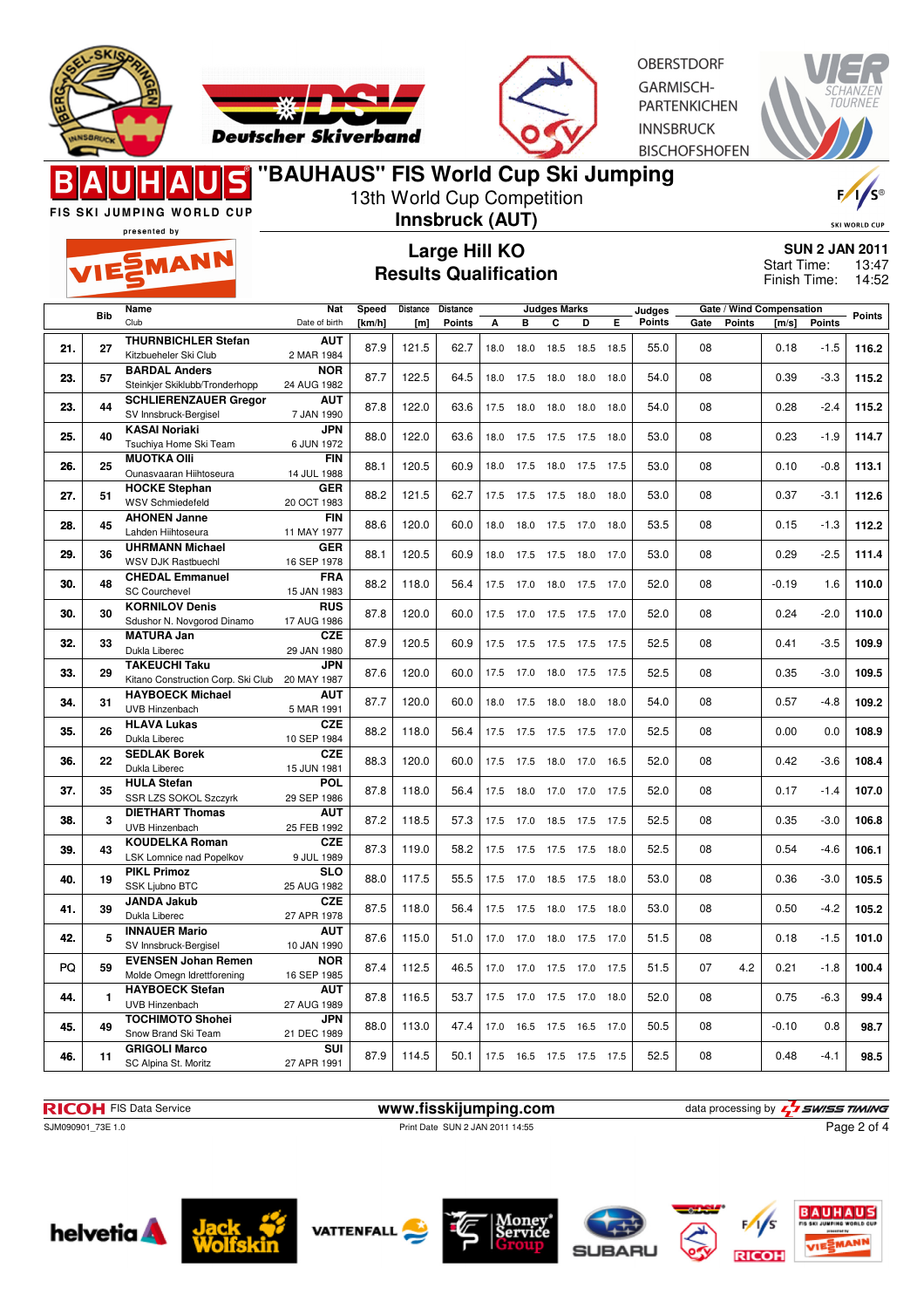# "BAUHAUS" FIS World Cup Ski Jumping

13th World Cup Competition

**Innsbruck (AUT)**

## Large Hill KO

## Results Qualification

**SUN 2 JAN 2011**
Start Time: 13:47
Finish Time: 14:52

| | Bib | Name / Club | Nat / Date of birth | Speed [km/h] | Distance [m] | Distance Points | A | B | C | D | E | Judges Points | Gate | Gate Points | Wind [m/s] | Wind Points | Points |
|---|---|---|---|---|---|---|---|---|---|---|---|---|---|---|---|---|---|
| 21. | 27 | THURNBICHLER Stefan<br>Kitzbueheler Ski Club | AUT<br>2 MAR 1984 | 87.9 | 121.5 | 62.7 | 18.0 | 18.0 | 18.5 | 18.5 | 18.5 | 55.0 | 08 | | 0.18 | -1.5 | 116.2 |
| 23. | 57 | BARDAL Anders<br>Steinkjer Skiklubb/Tronderhopp | NOR<br>24 AUG 1982 | 87.7 | 122.5 | 64.5 | 18.0 | 17.5 | 18.0 | 18.0 | 18.0 | 54.0 | 08 | | 0.39 | -3.3 | 115.2 |
| 23. | 44 | SCHLIERENZAUER Gregor<br>SV Innsbruck-Bergisel | AUT<br>7 JAN 1990 | 87.8 | 122.0 | 63.6 | 17.5 | 18.0 | 18.0 | 18.0 | 18.0 | 54.0 | 08 | | 0.28 | -2.4 | 115.2 |
| 25. | 40 | KASAI Noriaki<br>Tsuchiya Home Ski Team | JPN<br>6 JUN 1972 | 88.0 | 122.0 | 63.6 | 18.0 | 17.5 | 17.5 | 17.5 | 18.0 | 53.0 | 08 | | 0.23 | -1.9 | 114.7 |
| 26. | 25 | MUOTKA Olli<br>Ounasvaaran Hiihtoseura | FIN<br>14 JUL 1988 | 88.1 | 120.5 | 60.9 | 18.0 | 17.5 | 18.0 | 17.5 | 17.5 | 53.0 | 08 | | 0.10 | -0.8 | 113.1 |
| 27. | 51 | HOCKE Stephan<br>WSV Schmiedefeld | GER<br>20 OCT 1983 | 88.2 | 121.5 | 62.7 | 17.5 | 17.5 | 17.5 | 18.0 | 18.0 | 53.0 | 08 | | 0.37 | -3.1 | 112.6 |
| 28. | 45 | AHONEN Janne<br>Lahden Hiihtoseura | FIN<br>11 MAY 1977 | 88.6 | 120.0 | 60.0 | 18.0 | 18.0 | 17.5 | 17.0 | 18.0 | 53.5 | 08 | | 0.15 | -1.3 | 112.2 |
| 29. | 36 | UHRMANN Michael<br>WSV DJK Rastbuechl | GER<br>16 SEP 1978 | 88.1 | 120.5 | 60.9 | 18.0 | 17.5 | 17.5 | 18.0 | 17.0 | 53.0 | 08 | | 0.29 | -2.5 | 111.4 |
| 30. | 48 | CHEDAL Emmanuel<br>SC Courchevel | FRA<br>15 JAN 1983 | 88.2 | 118.0 | 56.4 | 17.5 | 17.0 | 18.0 | 17.5 | 17.0 | 52.0 | 08 | | -0.19 | 1.6 | 110.0 |
| 30. | 30 | KORNILOV Denis<br>Sdushor N. Novgorod Dinamo | RUS<br>17 AUG 1986 | 87.8 | 120.0 | 60.0 | 17.5 | 17.0 | 17.5 | 17.5 | 17.0 | 52.0 | 08 | | 0.24 | -2.0 | 110.0 |
| 32. | 33 | MATURA Jan<br>Dukla Liberec | CZE<br>29 JAN 1980 | 87.9 | 120.5 | 60.9 | 17.5 | 17.5 | 17.5 | 17.5 | 17.5 | 52.5 | 08 | | 0.41 | -3.5 | 109.9 |
| 33. | 29 | TAKEUCHI Taku<br>Kitano Construction Corp. Ski Club | JPN<br>20 MAY 1987 | 87.6 | 120.0 | 60.0 | 17.5 | 17.0 | 18.0 | 17.5 | 17.5 | 52.5 | 08 | | 0.35 | -3.0 | 109.5 |
| 34. | 31 | HAYBOECK Michael<br>UVB Hinzenbach | AUT<br>5 MAR 1991 | 87.7 | 120.0 | 60.0 | 18.0 | 17.5 | 18.0 | 18.0 | 18.0 | 54.0 | 08 | | 0.57 | -4.8 | 109.2 |
| 35. | 26 | HLAVA Lukas<br>Dukla Liberec | CZE<br>10 SEP 1984 | 88.2 | 118.0 | 56.4 | 17.5 | 17.5 | 17.5 | 17.5 | 17.0 | 52.5 | 08 | | 0.00 | 0.0 | 108.9 |
| 36. | 22 | SEDLAK Borek<br>Dukla Liberec | CZE<br>15 JUN 1981 | 88.3 | 120.0 | 60.0 | 17.5 | 17.5 | 18.0 | 17.0 | 16.5 | 52.0 | 08 | | 0.42 | -3.6 | 108.4 |
| 37. | 35 | HULA Stefan<br>SSR LZS SOKOL Szczyrk | POL<br>29 SEP 1986 | 87.8 | 118.0 | 56.4 | 17.5 | 18.0 | 17.0 | 17.0 | 17.5 | 52.0 | 08 | | 0.17 | -1.4 | 107.0 |
| 38. | 3 | DIETHART Thomas<br>UVB Hinzenbach | AUT<br>25 FEB 1992 | 87.2 | 118.5 | 57.3 | 17.5 | 17.0 | 18.5 | 17.5 | 17.5 | 52.5 | 08 | | 0.35 | -3.0 | 106.8 |
| 39. | 43 | KOUDELKA Roman<br>LSK Lomnice nad Popelkov | CZE<br>9 JUL 1989 | 87.3 | 119.0 | 58.2 | 17.5 | 17.5 | 17.5 | 17.5 | 18.0 | 52.5 | 08 | | 0.54 | -4.6 | 106.1 |
| 40. | 19 | PIKL Primoz<br>SSK Ljubno BTC | SLO<br>25 AUG 1982 | 88.0 | 117.5 | 55.5 | 17.5 | 17.0 | 18.5 | 17.5 | 18.0 | 53.0 | 08 | | 0.36 | -3.0 | 105.5 |
| 41. | 39 | JANDA Jakub<br>Dukla Liberec | CZE<br>27 APR 1978 | 87.5 | 118.0 | 56.4 | 17.5 | 17.5 | 18.0 | 17.5 | 18.0 | 53.0 | 08 | | 0.50 | -4.2 | 105.2 |
| 42. | 5 | INNAUER Mario<br>SV Innsbruck-Bergisel | AUT<br>10 JAN 1990 | 87.6 | 115.0 | 51.0 | 17.0 | 17.0 | 18.0 | 17.5 | 17.0 | 51.5 | 08 | | 0.18 | -1.5 | 101.0 |
| PQ | 59 | EVENSEN Johan Remen<br>Molde Omegn Idrettforening | NOR<br>16 SEP 1985 | 87.4 | 112.5 | 46.5 | 17.0 | 17.0 | 17.5 | 17.0 | 17.5 | 51.5 | 07 | 4.2 | 0.21 | -1.8 | 100.4 |
| 44. | 1 | HAYBOECK Stefan<br>UVB Hinzenbach | AUT<br>27 AUG 1989 | 87.8 | 116.5 | 53.7 | 17.5 | 17.0 | 17.5 | 17.0 | 18.0 | 52.0 | 08 | | 0.75 | -6.3 | 99.4 |
| 45. | 49 | TOCHIMOTO Shohei<br>Snow Brand Ski Team | JPN<br>21 DEC 1989 | 88.0 | 113.0 | 47.4 | 17.0 | 16.5 | 17.5 | 16.5 | 17.0 | 50.5 | 08 | | -0.10 | 0.8 | 98.7 |
| 46. | 11 | GRIGOLI Marco<br>SC Alpina St. Moritz | SUI<br>27 APR 1991 | 87.9 | 114.5 | 50.1 | 17.5 | 16.5 | 17.5 | 17.5 | 17.5 | 52.5 | 08 | | 0.48 | -4.1 | 98.5 |

RICOH FIS Data Service — www.fisskijumping.com — data processing by SWISS TIMING

SJM090901_73E 1.0 — Print Date SUN 2 JAN 2011 14:55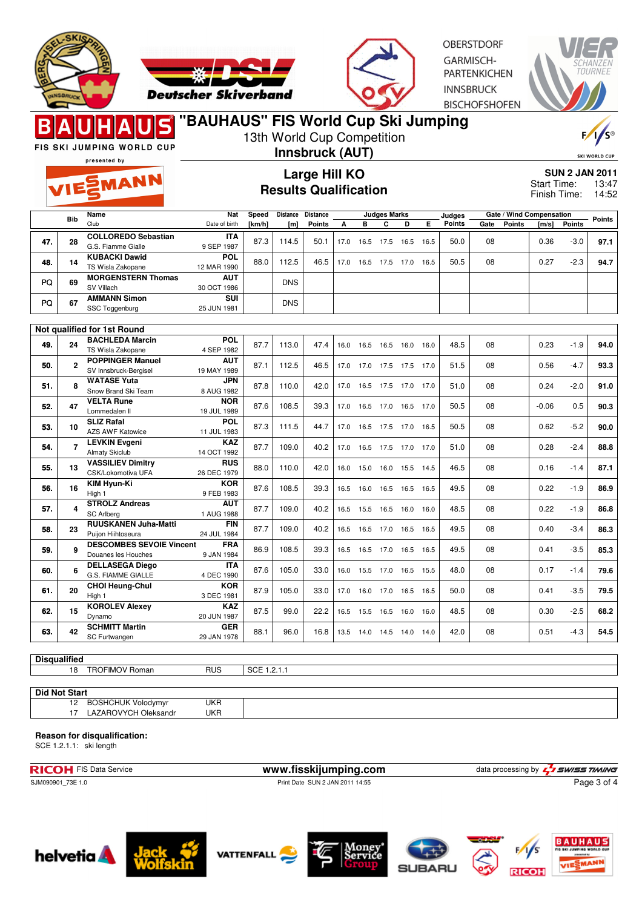# "BAUHAUS" FIS World Cup Ski Jumping

13th World Cup Competition

**Innsbruck (AUT)**

FIS SKI JUMPING WORLD CUP presented by VIESMANN

OBERSTDORF GARMISCH-PARTENKIRCHEN INNSBRUCK BISCHOFSHOFEN

## Large Hill KO
## Results Qualification

**SUN 2 JAN 2011**
Start Time: 13:47
Finish Time: 14:52

| | Bib | Name / Club | Nat / Date of birth | Speed [km/h] | Distance [m] | Distance Points | A | B | C | D | E | Judges Points | Gate | Gate Points | Wind [m/s] | Wind Points | Points |
|---|---|---|---|---|---|---|---|---|---|---|---|---|---|---|---|---|---|
| 47. | 28 | COLLOREDO Sebastian<br>G.S. Fiamme Gialle | ITA<br>9 SEP 1987 | 87.3 | 114.5 | 50.1 | 17.0 | 16.5 | 17.5 | 16.5 | 16.5 | 50.0 | 08 | | 0.36 | -3.0 | 97.1 |
| 48. | 14 | KUBACKI Dawid<br>TS Wisla Zakopane | POL<br>12 MAR 1990 | 88.0 | 112.5 | 46.5 | 17.0 | 16.5 | 17.5 | 17.0 | 16.5 | 50.5 | 08 | | 0.27 | -2.3 | 94.7 |
| PQ | 69 | MORGENSTERN Thomas<br>SV Villach | AUT<br>30 OCT 1986 | | DNS | | | | | | | | | | | | |
| PQ | 67 | AMMANN Simon<br>SSC Toggenburg | SUI<br>25 JUN 1981 | | DNS | | | | | | | | | | | | |
| **Not qualified for 1st Round** | | | | | | | | | | | | | | | | | |
| 49. | 24 | BACHLEDA Marcin<br>TS Wisla Zakopane | POL<br>4 SEP 1982 | 87.7 | 113.0 | 47.4 | 16.0 | 16.5 | 16.5 | 16.0 | 16.0 | 48.5 | 08 | | 0.23 | -1.9 | 94.0 |
| 50. | 2 | POPPINGER Manuel<br>SV Innsbruck-Bergisel | AUT<br>19 MAY 1989 | 87.1 | 112.5 | 46.5 | 17.0 | 17.0 | 17.5 | 17.5 | 17.0 | 51.5 | 08 | | 0.56 | -4.7 | 93.3 |
| 51. | 8 | WATASE Yuta<br>Snow Brand Ski Team | JPN<br>8 AUG 1982 | 87.8 | 110.0 | 42.0 | 17.0 | 16.5 | 17.5 | 17.0 | 17.0 | 51.0 | 08 | | 0.24 | -2.0 | 91.0 |
| 52. | 47 | VELTA Rune<br>Lommedalen Il | NOR<br>19 JUL 1989 | 87.6 | 108.5 | 39.3 | 17.0 | 16.5 | 17.0 | 16.5 | 17.0 | 50.5 | 08 | | -0.06 | 0.5 | 90.3 |
| 53. | 10 | SLIZ Rafal<br>AZS AWF Katowice | POL<br>11 JUL 1983 | 87.3 | 111.5 | 44.7 | 17.0 | 16.5 | 17.5 | 17.0 | 16.5 | 50.5 | 08 | | 0.62 | -5.2 | 90.0 |
| 54. | 7 | LEVKIN Evgeni<br>Almaty Skiclub | KAZ<br>14 OCT 1992 | 87.7 | 109.0 | 40.2 | 17.0 | 16.5 | 17.5 | 17.0 | 17.0 | 51.0 | 08 | | 0.28 | -2.4 | 88.8 |
| 55. | 13 | VASSILIEV Dimitry<br>CSK/Lokomotiva UFA | RUS<br>26 DEC 1979 | 88.0 | 110.0 | 42.0 | 16.0 | 15.0 | 16.0 | 15.5 | 14.5 | 46.5 | 08 | | 0.16 | -1.4 | 87.1 |
| 56. | 16 | KIM Hyun-Ki<br>High 1 | KOR<br>9 FEB 1983 | 87.6 | 108.5 | 39.3 | 16.5 | 16.0 | 16.5 | 16.5 | 16.5 | 49.5 | 08 | | 0.22 | -1.9 | 86.9 |
| 57. | 4 | STROLZ Andreas<br>SC Arlberg | AUT<br>1 AUG 1988 | 87.7 | 109.0 | 40.2 | 16.5 | 15.5 | 16.5 | 16.0 | 16.0 | 48.5 | 08 | | 0.22 | -1.9 | 86.8 |
| 58. | 23 | RUUSKANEN Juha-Matti<br>Puijon Hiihtoseura | FIN<br>24 JUL 1984 | 87.7 | 109.0 | 40.2 | 16.5 | 16.5 | 17.0 | 16.5 | 16.5 | 49.5 | 08 | | 0.40 | -3.4 | 86.3 |
| 59. | 9 | DESCOMBES SEVOIE Vincent<br>Douanes les Houches | FRA<br>9 JAN 1984 | 86.9 | 108.5 | 39.3 | 16.5 | 16.5 | 17.0 | 16.5 | 16.5 | 49.5 | 08 | | 0.41 | -3.5 | 85.3 |
| 60. | 6 | DELLASEGA Diego<br>G.S. FIAMME GIALLE | ITA<br>4 DEC 1990 | 87.6 | 105.0 | 33.0 | 16.0 | 15.5 | 17.0 | 16.5 | 15.5 | 48.0 | 08 | | 0.17 | -1.4 | 79.6 |
| 61. | 20 | CHOI Heung-Chul<br>High 1 | KOR<br>3 DEC 1981 | 87.9 | 105.0 | 33.0 | 17.0 | 16.0 | 17.0 | 16.5 | 16.5 | 50.0 | 08 | | 0.41 | -3.5 | 79.5 |
| 62. | 15 | KOROLEV Alexey<br>Dynamo | KAZ<br>20 JUN 1987 | 87.5 | 99.0 | 22.2 | 16.5 | 15.5 | 16.5 | 16.0 | 16.0 | 48.5 | 08 | | 0.30 | -2.5 | 68.2 |
| 63. | 42 | SCHMITT Martin<br>SC Furtwangen | GER<br>29 JAN 1978 | 88.1 | 96.0 | 16.8 | 13.5 | 14.0 | 14.5 | 14.0 | 14.0 | 42.0 | 08 | | 0.51 | -4.3 | 54.5 |

**Disqualified**

| Bib | Name | Nat | Reason |
|---|---|---|---|
| 18 | TROFIMOV Roman | RUS | SCE 1.2.1.1 |

**Did Not Start**

| Bib | Name | Nat |
|---|---|---|
| 12 | BOSHCHUK Volodymyr | UKR |
| 17 | LAZAROVYCH Oleksandr | UKR |

**Reason for disqualification:**
SCE 1.2.1.1: ski length

RICOH FIS Data Service | www.fisskijumping.com | data processing by SWISS TIMING

SJM090901_73E 1.0 | Print Date SUN 2 JAN 2011 14:55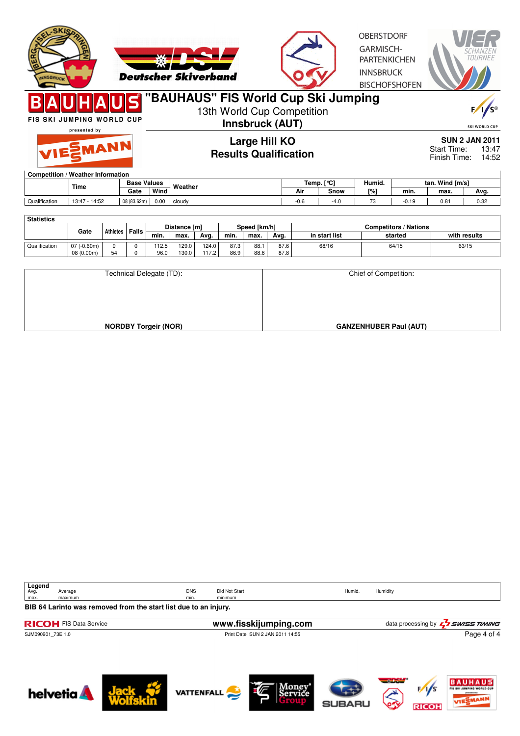OBERSTDORF
GARMISCH-PARTENKIRCHEN
INNSBRUCK
BISCHOFSHOFEN

FIS SKI JUMPING WORLD CUP
presented by

# "BAUHAUS" FIS World Cup Ski Jumping

13th World Cup Competition

**Innsbruck (AUT)**

## Large Hill KO
## Results Qualification

**SUN 2 JAN 2011**
Start Time: 13:47
Finish Time: 14:52

**Competition / Weather Information**

| | Time | Base Values | | Weather | Temp. [°C] | | Humid. | tan. Wind [m/s] | | |
|---|---|---|---|---|---|---|---|---|---|---|
| | | Gate | Wind | | Air | Snow | [%] | min. | max. | Avg. |
| Qualification | 13:47 - 14:52 | 08 (83.62m) | 0.00 | cloudy | -0.6 | -4.0 | 73 | -0.19 | 0.81 | 0.32 |

**Statistics**

| | Gate | Athletes | Falls | Distance [m] | | | Speed [km/h] | | | Competitors / Nations | | |
|---|---|---|---|---|---|---|---|---|---|---|---|---|
| | | | | min. | max. | Avg. | min. | max. | Avg. | in start list | started | with results |
| Qualification | 07 (-0.60m) | 9 | 0 | 112.5 | 129.0 | 124.0 | 87.3 | 88.1 | 87.6 | 68/16 | 64/15 | 63/15 |
| | 08 (0.00m) | 54 | 0 | 96.0 | 130.0 | 117.2 | 86.9 | 88.6 | 87.8 | | | |

| Technical Delegate (TD): | Chief of Competition: |
|---|---|
| **NORDBY Torgeir (NOR)** | **GANZENHUBER Paul (AUT)** |

**Legend**

| | | | | | |
|---|---|---|---|---|---|
| Avg. | Average | DNS | Did Not Start | Humid. | Humidity |
| max. | maximum | min. | minimum | | |

**BIB 64 Larinto was removed from the start list due to an injury.**

RICOH FIS Data Service — www.fisskijumping.com — data processing by SWISS TIMING

SJM090901_73E 1.0 — Print Date SUN 2 JAN 2011 14:55